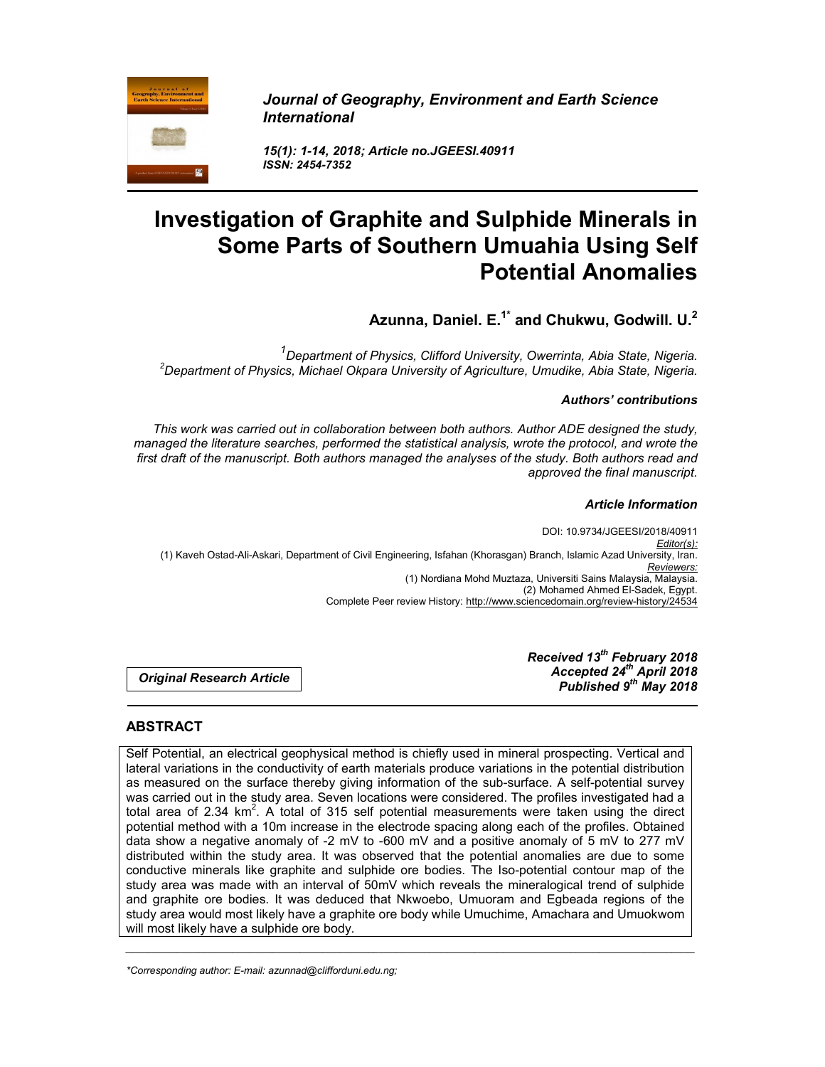*Journal of Geography, Environment and Earth Science International*

*15(1): 1-14, 2018; Article no.JGEESI.40911*
*ISSN: 2454-7352*

# Investigation of Graphite and Sulphide Minerals in Some Parts of Southern Umuahia Using Self Potential Anomalies

**Azunna, Daniel. E.[1*] and Chukwu, Godwill. U.[2]**

[1]*Department of Physics, Clifford University, Owerrinta, Abia State, Nigeria.*
[2]*Department of Physics, Michael Okpara University of Agriculture, Umudike, Abia State, Nigeria.*

***Authors' contributions***

*This work was carried out in collaboration between both authors. Author ADE designed the study, managed the literature searches, performed the statistical analysis, wrote the protocol, and wrote the first draft of the manuscript. Both authors managed the analyses of the study. Both authors read and approved the final manuscript.*

***Article Information***

DOI: 10.9734/JGEESI/2018/40911
*Editor(s):*
(1) Kaveh Ostad-Ali-Askari, Department of Civil Engineering, Isfahan (Khorasgan) Branch, Islamic Azad University, Iran.
*Reviewers:*
(1) Nordiana Mohd Muztaza, Universiti Sains Malaysia, Malaysia.
(2) Mohamed Ahmed El-Sadek, Egypt.
Complete Peer review History: http://www.sciencedomain.org/review-history/24534

***Original Research Article***

***Received 13th February 2018***
***Accepted 24th April 2018***
***Published 9th May 2018***

## ABSTRACT

Self Potential, an electrical geophysical method is chiefly used in mineral prospecting. Vertical and lateral variations in the conductivity of earth materials produce variations in the potential distribution as measured on the surface thereby giving information of the sub-surface. A self-potential survey was carried out in the study area. Seven locations were considered. The profiles investigated had a total area of 2.34 km$^2$. A total of 315 self potential measurements were taken using the direct potential method with a 10m increase in the electrode spacing along each of the profiles. Obtained data show a negative anomaly of -2 mV to -600 mV and a positive anomaly of 5 mV to 277 mV distributed within the study area. It was observed that the potential anomalies are due to some conductive minerals like graphite and sulphide ore bodies. The Iso-potential contour map of the study area was made with an interval of 50mV which reveals the mineralogical trend of sulphide and graphite ore bodies. It was deduced that Nkwoebo, Umuoram and Egbeada regions of the study area would most likely have a graphite ore body while Umuchime, Amachara and Umuokwom will most likely have a sulphide ore body.

*\*Corresponding author: E-mail: azunnad@clifforduni.edu.ng;*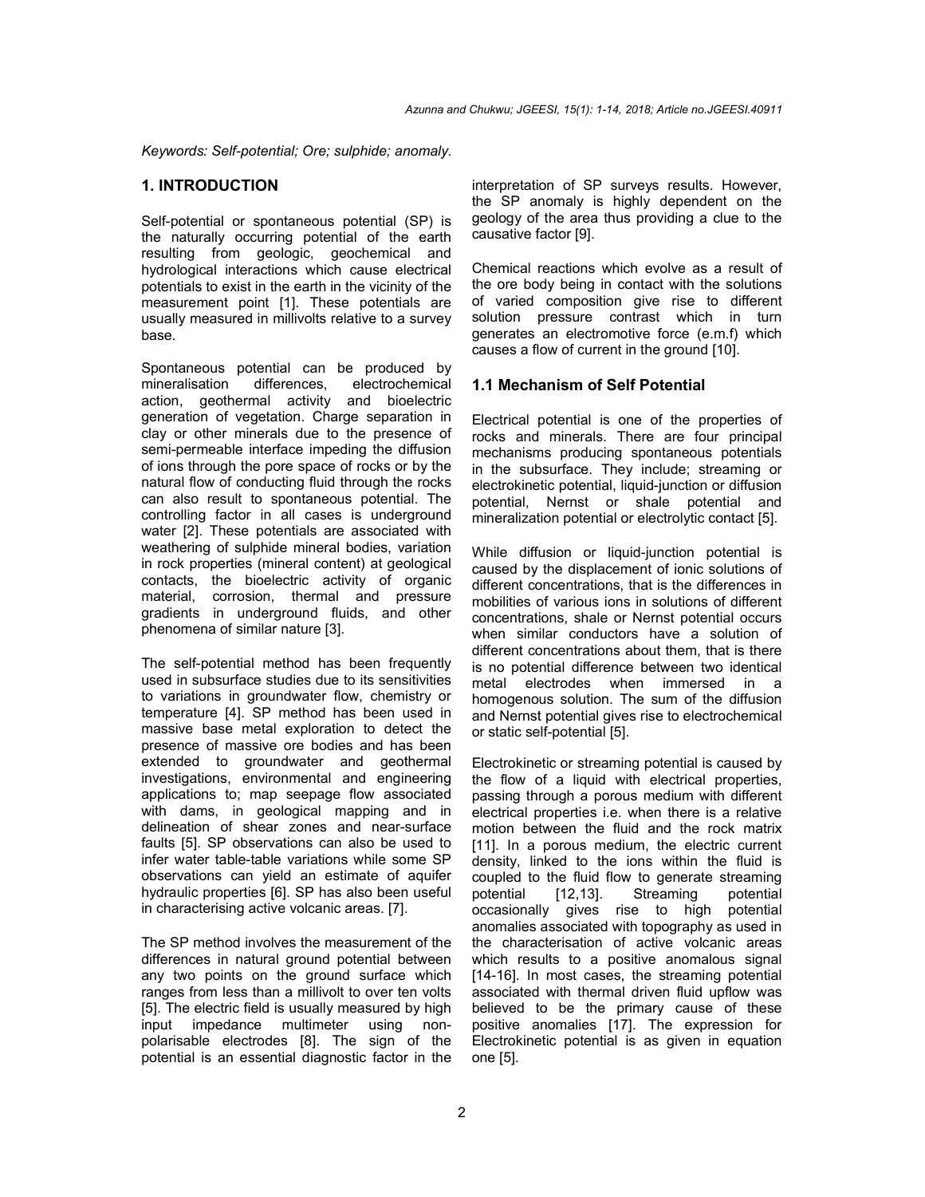*Keywords: Self-potential; Ore; sulphide; anomaly.*

## 1. INTRODUCTION

Self-potential or spontaneous potential (SP) is the naturally occurring potential of the earth resulting from geologic, geochemical and hydrological interactions which cause electrical potentials to exist in the earth in the vicinity of the measurement point [1]. These potentials are usually measured in millivolts relative to a survey base.

Spontaneous potential can be produced by mineralisation differences, electrochemical action, geothermal activity and bioelectric generation of vegetation. Charge separation in clay or other minerals due to the presence of semi-permeable interface impeding the diffusion of ions through the pore space of rocks or by the natural flow of conducting fluid through the rocks can also result to spontaneous potential. The controlling factor in all cases is underground water [2]. These potentials are associated with weathering of sulphide mineral bodies, variation in rock properties (mineral content) at geological contacts, the bioelectric activity of organic material, corrosion, thermal and pressure gradients in underground fluids, and other phenomena of similar nature [3].

The self-potential method has been frequently used in subsurface studies due to its sensitivities to variations in groundwater flow, chemistry or temperature [4]. SP method has been used in massive base metal exploration to detect the presence of massive ore bodies and has been extended to groundwater and geothermal investigations, environmental and engineering applications to; map seepage flow associated with dams, in geological mapping and in delineation of shear zones and near-surface faults [5]. SP observations can also be used to infer water table-table variations while some SP observations can yield an estimate of aquifer hydraulic properties [6]. SP has also been useful in characterising active volcanic areas. [7].

The SP method involves the measurement of the differences in natural ground potential between any two points on the ground surface which ranges from less than a millivolt to over ten volts [5]. The electric field is usually measured by high input impedance multimeter using non-polarisable electrodes [8]. The sign of the potential is an essential diagnostic factor in the interpretation of SP surveys results. However, the SP anomaly is highly dependent on the geology of the area thus providing a clue to the causative factor [9].

Chemical reactions which evolve as a result of the ore body being in contact with the solutions of varied composition give rise to different solution pressure contrast which in turn generates an electromotive force (e.m.f) which causes a flow of current in the ground [10].

### 1.1 Mechanism of Self Potential

Electrical potential is one of the properties of rocks and minerals. There are four principal mechanisms producing spontaneous potentials in the subsurface. They include; streaming or electrokinetic potential, liquid-junction or diffusion potential, Nernst or shale potential and mineralization potential or electrolytic contact [5].

While diffusion or liquid-junction potential is caused by the displacement of ionic solutions of different concentrations, that is the differences in mobilities of various ions in solutions of different concentrations, shale or Nernst potential occurs when similar conductors have a solution of different concentrations about them, that is there is no potential difference between two identical metal electrodes when immersed in a homogenous solution. The sum of the diffusion and Nernst potential gives rise to electrochemical or static self-potential [5].

Electrokinetic or streaming potential is caused by the flow of a liquid with electrical properties, passing through a porous medium with different electrical properties i.e. when there is a relative motion between the fluid and the rock matrix [11]. In a porous medium, the electric current density, linked to the ions within the fluid is coupled to the fluid flow to generate streaming potential [12,13]. Streaming potential occasionally gives rise to high potential anomalies associated with topography as used in the characterisation of active volcanic areas which results to a positive anomalous signal [14-16]. In most cases, the streaming potential associated with thermal driven fluid upflow was believed to be the primary cause of these positive anomalies [17]. The expression for Electrokinetic potential is as given in equation one [5].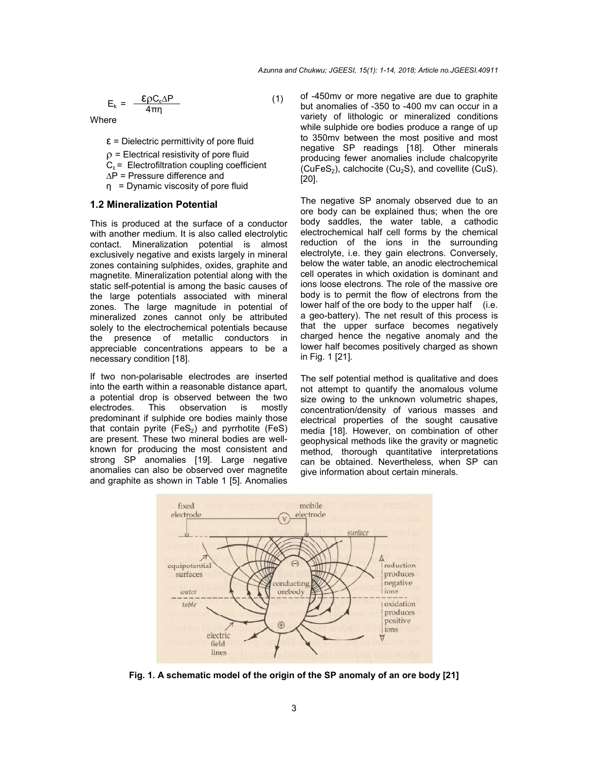$$E_k = \frac{\varepsilon \rho C_\varepsilon \Delta P}{4\pi\eta} \tag{1}$$

Where

$\varepsilon$ = Dielectric permittivity of pore fluid

$\rho$ = Electrical resistivity of pore fluid

$C_\varepsilon$ = Electrofiltration coupling coefficient

$\Delta P$ = Pressure difference and

$\eta$ = Dynamic viscosity of pore fluid

### 1.2 Mineralization Potential

This is produced at the surface of a conductor with another medium. It is also called electrolytic contact. Mineralization potential is almost exclusively negative and exists largely in mineral zones containing sulphides, oxides, graphite and magnetite. Mineralization potential along with the static self-potential is among the basic causes of the large potentials associated with mineral zones. The large magnitude in potential of mineralized zones cannot only be attributed solely to the electrochemical potentials because the presence of metallic conductors in appreciable concentrations appears to be a necessary condition [18].

If two non-polarisable electrodes are inserted into the earth within a reasonable distance apart, a potential drop is observed between the two electrodes. This observation is mostly predominant if sulphide ore bodies mainly those that contain pyrite ($FeS_2$) and pyrrhotite ($FeS$) are present. These two mineral bodies are well-known for producing the most consistent and strong SP anomalies [19]. Large negative anomalies can also be observed over magnetite and graphite as shown in Table 1 [5]. Anomalies of -450mv or more negative are due to graphite but anomalies of -350 to -400 mv can occur in a variety of lithologic or mineralized conditions while sulphide ore bodies produce a range of up to 350mv between the most positive and most negative SP readings [18]. Other minerals producing fewer anomalies include chalcopyrite ($CuFeS_2$), calchocite ($Cu_2S$), and covellite ($CuS$). [20].

The negative SP anomaly observed due to an ore body can be explained thus; when the ore body saddles, the water table, a cathodic electrochemical half cell forms by the chemical reduction of the ions in the surrounding electrolyte, i.e. they gain electrons. Conversely, below the water table, an anodic electrochemical cell operates in which oxidation is dominant and ions loose electrons. The role of the massive ore body is to permit the flow of electrons from the lower half of the ore body to the upper half (i.e. a geo-battery). The net result of this process is that the upper surface becomes negatively charged hence the negative anomaly and the lower half becomes positively charged as shown in Fig. 1 [21].

The self potential method is qualitative and does not attempt to quantify the anomalous volume size owing to the unknown volumetric shapes, concentration/density of various masses and electrical properties of the sought causative media [18]. However, on combination of other geophysical methods like the gravity or magnetic method, thorough quantitative interpretations can be obtained. Nevertheless, when SP can give information about certain minerals.

**Fig. 1. A schematic model of the origin of the SP anomaly of an ore body [21]**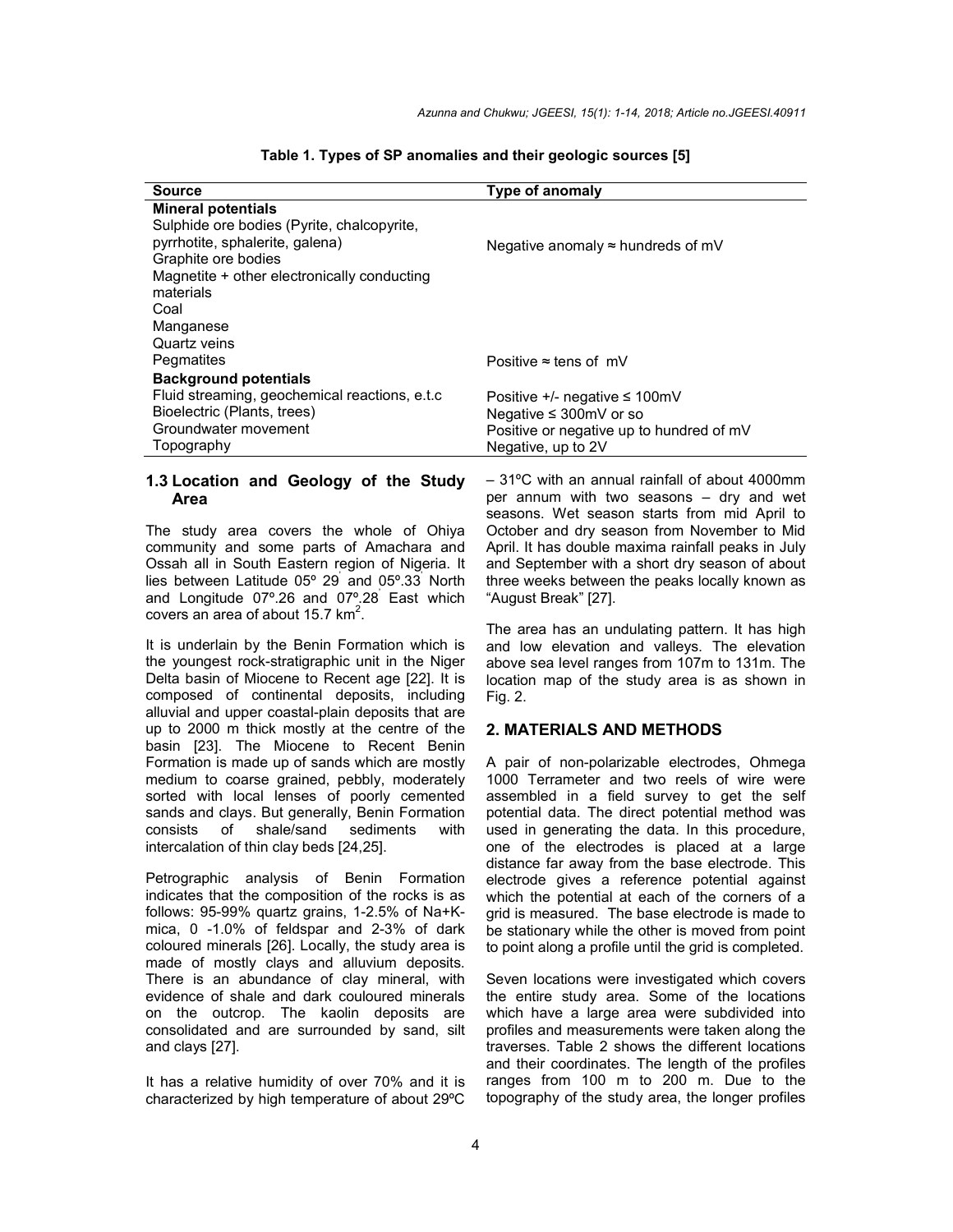**Table 1. Types of SP anomalies and their geologic sources [5]**

| Source | Type of anomaly |
| --- | --- |
| **Mineral potentials** | |
| Sulphide ore bodies (Pyrite, chalcopyrite, pyrrhotite, sphalerite, galena) Graphite ore bodies Magnetite + other electronically conducting materials Coal Manganese | Negative anomaly ≈ hundreds of mV |
| Quartz veins Pegmatites | Positive ≈ tens of mV |
| **Background potentials** | |
| Fluid streaming, geochemical reactions, e.t.c | Positive +/- negative ≤ 100mV |
| Bioelectric (Plants, trees) | Negative ≤ 300mV or so |
| Groundwater movement | Positive or negative up to hundred of mV |
| Topography | Negative, up to 2V |

### 1.3 Location and Geology of the Study Area

The study area covers the whole of Ohiya community and some parts of Amachara and Ossah all in South Eastern region of Nigeria. It lies between Latitude 05º 29' and 05º.33' North and Longitude 07º.26 and 07º.28' East which covers an area of about 15.7 km$^2$.

It is underlain by the Benin Formation which is the youngest rock-stratigraphic unit in the Niger Delta basin of Miocene to Recent age [22]. It is composed of continental deposits, including alluvial and upper coastal-plain deposits that are up to 2000 m thick mostly at the centre of the basin [23]. The Miocene to Recent Benin Formation is made up of sands which are mostly medium to coarse grained, pebbly, moderately sorted with local lenses of poorly cemented sands and clays. But generally, Benin Formation consists of shale/sand sediments with intercalation of thin clay beds [24,25].

Petrographic analysis of Benin Formation indicates that the composition of the rocks is as follows: 95-99% quartz grains, 1-2.5% of Na+K-mica, 0 -1.0% of feldspar and 2-3% of dark coloured minerals [26]. Locally, the study area is made of mostly clays and alluvium deposits. There is an abundance of clay mineral, with evidence of shale and dark couloured minerals on the outcrop. The kaolin deposits are consolidated and are surrounded by sand, silt and clays [27].

It has a relative humidity of over 70% and it is characterized by high temperature of about 29ºC – 31ºC with an annual rainfall of about 4000mm per annum with two seasons – dry and wet seasons. Wet season starts from mid April to October and dry season from November to Mid April. It has double maxima rainfall peaks in July and September with a short dry season of about three weeks between the peaks locally known as "August Break" [27].

The area has an undulating pattern. It has high and low elevation and valleys. The elevation above sea level ranges from 107m to 131m. The location map of the study area is as shown in Fig. 2.

## 2. MATERIALS AND METHODS

A pair of non-polarizable electrodes, Ohmega 1000 Terrameter and two reels of wire were assembled in a field survey to get the self potential data. The direct potential method was used in generating the data. In this procedure, one of the electrodes is placed at a large distance far away from the base electrode. This electrode gives a reference potential against which the potential at each of the corners of a grid is measured. The base electrode is made to be stationary while the other is moved from point to point along a profile until the grid is completed.

Seven locations were investigated which covers the entire study area. Some of the locations which have a large area were subdivided into profiles and measurements were taken along the traverses. Table 2 shows the different locations and their coordinates. The length of the profiles ranges from 100 m to 200 m. Due to the topography of the study area, the longer profiles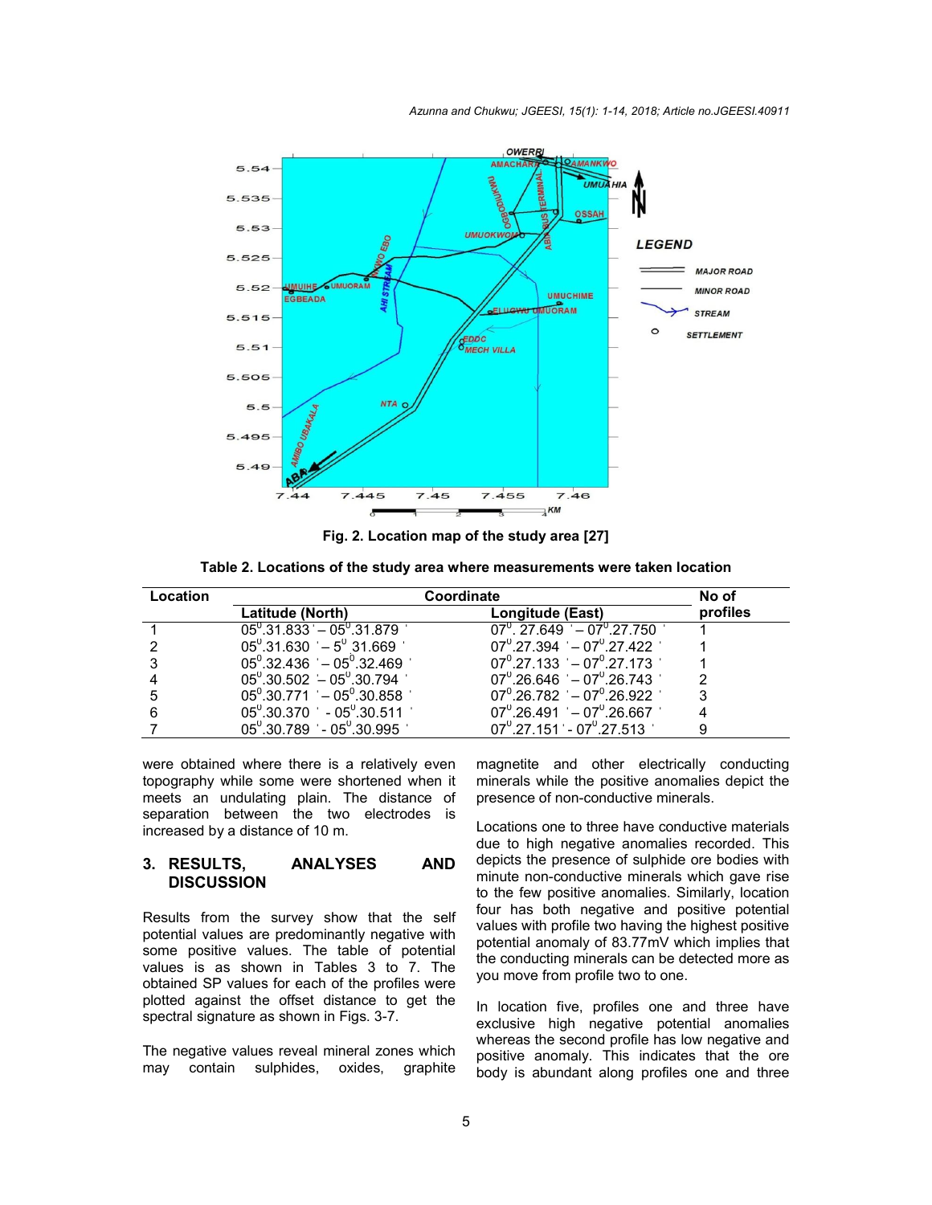Fig. 2. Location map of the study area [27]

Table 2. Locations of the study area where measurements were taken location

| Location | Coordinate | | No of profiles |
|---|---|---|---|
| | Latitude (North) | Longitude (East) | |
| 1 | $05^0.31.833'$ – $05^0.31.879'$ | $07^0.27.649'$ – $07^0.27.750'$ | 1 |
| 2 | $05^0.31.630'$ – $5^0$ 31.669' | $07^0.27.394'$ – $07^0.27.422'$ | 1 |
| 3 | $05^0.32.436'$ – $05^0.32.469'$ | $07^0.27.133'$ – $07^0.27.173'$ | 1 |
| 4 | $05^0.30.502'$ – $05^0.30.794'$ | $07^0.26.646'$ – $07^0.26.743'$ | 2 |
| 5 | $05^0.30.771'$ – $05^0.30.858'$ | $07^0.26.782'$ – $07^0.26.922'$ | 3 |
| 6 | $05^0.30.370'$ - $05^0.30.511'$ | $07^0.26.491'$ – $07^0.26.667'$ | 4 |
| 7 | $05^0.30.789'$ - $05^0.30.995'$ | $07^0.27.151'$ - $07^0.27.513'$ | 9 |

were obtained where there is a relatively even topography while some were shortened when it meets an undulating plain. The distance of separation between the two electrodes is increased by a distance of 10 m.

## 3. RESULTS, ANALYSES AND DISCUSSION

Results from the survey show that the self potential values are predominantly negative with some positive values. The table of potential values is as shown in Tables 3 to 7. The obtained SP values for each of the profiles were plotted against the offset distance to get the spectral signature as shown in Figs. 3-7.

The negative values reveal mineral zones which may contain sulphides, oxides, graphite magnetite and other electrically conducting minerals while the positive anomalies depict the presence of non-conductive minerals.

Locations one to three have conductive materials due to high negative anomalies recorded. This depicts the presence of sulphide ore bodies with minute non-conductive minerals which gave rise to the few positive anomalies. Similarly, location four has both negative and positive potential values with profile two having the highest positive potential anomaly of 83.77mV which implies that the conducting minerals can be detected more as you move from profile two to one.

In location five, profiles one and three have exclusive high negative potential anomalies whereas the second profile has low negative and positive anomaly. This indicates that the ore body is abundant along profiles one and three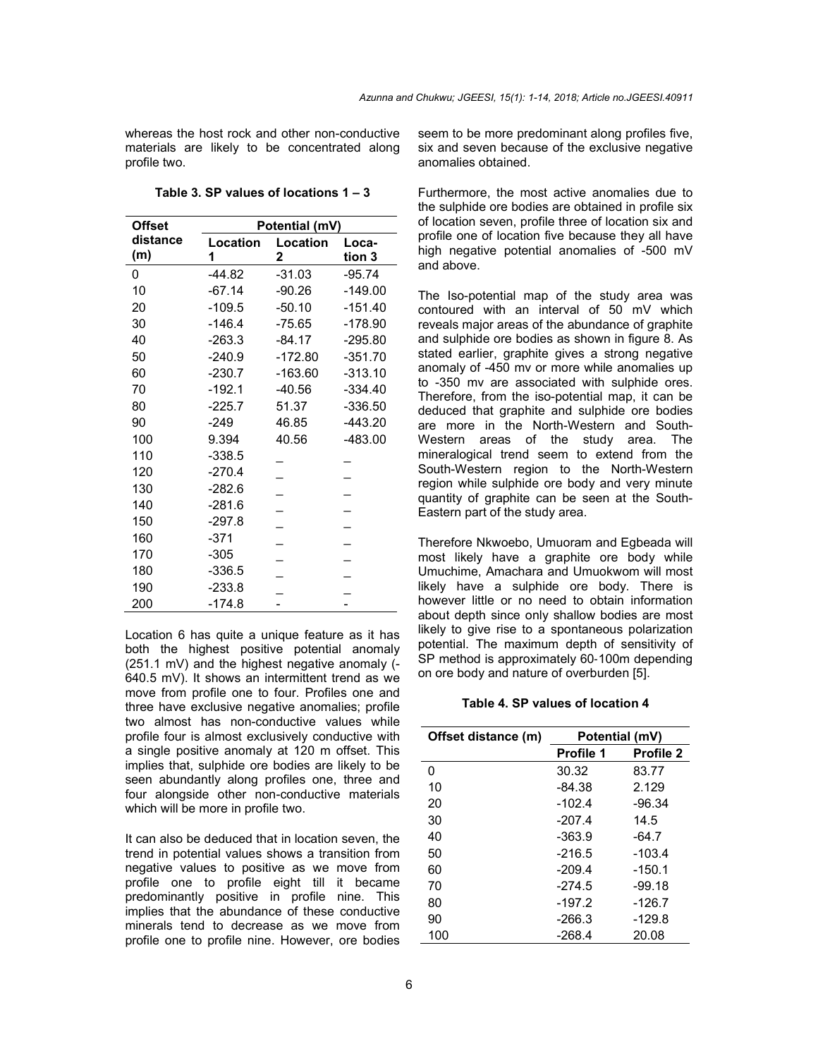whereas the host rock and other non-conductive materials are likely to be concentrated along profile two.

**Table 3. SP values of locations 1 – 3**

| Offset distance (m) | Potential (mV) | | |
|---|---|---|---|
| | Location 1 | Location 2 | Location 3 |
| 0 | -44.82 | -31.03 | -95.74 |
| 10 | -67.14 | -90.26 | -149.00 |
| 20 | -109.5 | -50.10 | -151.40 |
| 30 | -146.4 | -75.65 | -178.90 |
| 40 | -263.3 | -84.17 | -295.80 |
| 50 | -240.9 | -172.80 | -351.70 |
| 60 | -230.7 | -163.60 | -313.10 |
| 70 | -192.1 | -40.56 | -334.40 |
| 80 | -225.7 | 51.37 | -336.50 |
| 90 | -249 | 46.85 | -443.20 |
| 100 | 9.394 | 40.56 | -483.00 |
| 110 | -338.5 | _ | _ |
| 120 | -270.4 | _ | _ |
| 130 | -282.6 | _ | _ |
| 140 | -281.6 | _ | _ |
| 150 | -297.8 | _ | _ |
| 160 | -371 | _ | _ |
| 170 | -305 | _ | _ |
| 180 | -336.5 | _ | _ |
| 190 | -233.8 | _ | _ |
| 200 | -174.8 | - | - |

Location 6 has quite a unique feature as it has both the highest positive potential anomaly (251.1 mV) and the highest negative anomaly (-640.5 mV). It shows an intermittent trend as we move from profile one to four. Profiles one and three have exclusive negative anomalies; profile two almost has non-conductive values while profile four is almost exclusively conductive with a single positive anomaly at 120 m offset. This implies that, sulphide ore bodies are likely to be seen abundantly along profiles one, three and four alongside other non-conductive materials which will be more in profile two.

It can also be deduced that in location seven, the trend in potential values shows a transition from negative values to positive as we move from profile one to profile eight till it became predominantly positive in profile nine. This implies that the abundance of these conductive minerals tend to decrease as we move from profile one to profile nine. However, ore bodies seem to be more predominant along profiles five, six and seven because of the exclusive negative anomalies obtained.

Furthermore, the most active anomalies due to the sulphide ore bodies are obtained in profile six of location seven, profile three of location six and profile one of location five because they all have high negative potential anomalies of -500 mV and above.

The Iso-potential map of the study area was contoured with an interval of 50 mV which reveals major areas of the abundance of graphite and sulphide ore bodies as shown in figure 8. As stated earlier, graphite gives a strong negative anomaly of -450 mv or more while anomalies up to -350 mv are associated with sulphide ores. Therefore, from the iso-potential map, it can be deduced that graphite and sulphide ore bodies are more in the North-Western and South-Western areas of the study area. The mineralogical trend seem to extend from the South-Western region to the North-Western region while sulphide ore body and very minute quantity of graphite can be seen at the South-Eastern part of the study area.

Therefore Nkwoebo, Umuoram and Egbeada will most likely have a graphite ore body while Umuchime, Amachara and Umuokwom will most likely have a sulphide ore body. There is however little or no need to obtain information about depth since only shallow bodies are most likely to give rise to a spontaneous polarization potential. The maximum depth of sensitivity of SP method is approximately 60-100m depending on ore body and nature of overburden [5].

**Table 4. SP values of location 4**

| Offset distance (m) | Potential (mV) | |
|---|---|---|
| | Profile 1 | Profile 2 |
| 0 | 30.32 | 83.77 |
| 10 | -84.38 | 2.129 |
| 20 | -102.4 | -96.34 |
| 30 | -207.4 | 14.5 |
| 40 | -363.9 | -64.7 |
| 50 | -216.5 | -103.4 |
| 60 | -209.4 | -150.1 |
| 70 | -274.5 | -99.18 |
| 80 | -197.2 | -126.7 |
| 90 | -266.3 | -129.8 |
| 100 | -268.4 | 20.08 |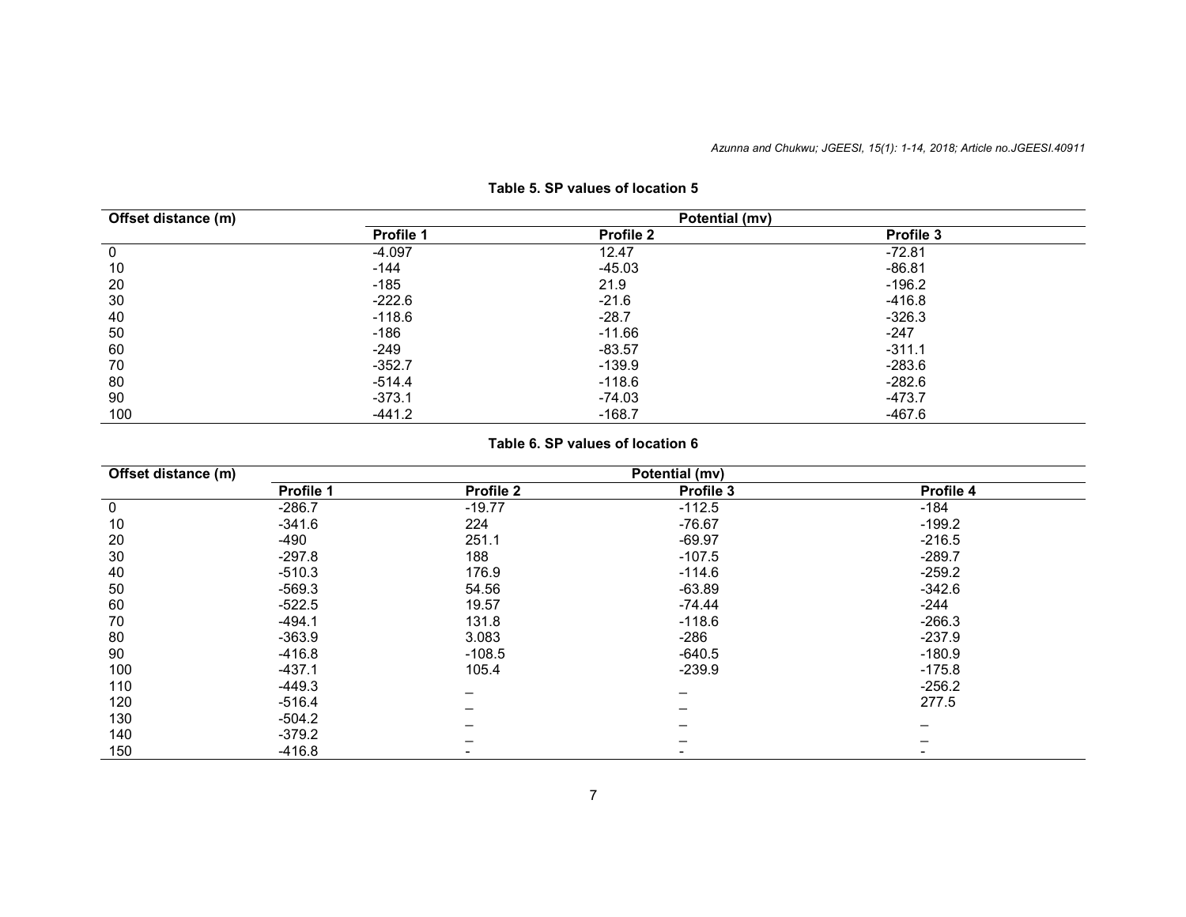**Table 5. SP values of location 5**

| Offset distance (m) | Potential (mv) | | |
|---|---|---|---|
| | Profile 1 | Profile 2 | Profile 3 |
| 0 | -4.097 | 12.47 | -72.81 |
| 10 | -144 | -45.03 | -86.81 |
| 20 | -185 | 21.9 | -196.2 |
| 30 | -222.6 | -21.6 | -416.8 |
| 40 | -118.6 | -28.7 | -326.3 |
| 50 | -186 | -11.66 | -247 |
| 60 | -249 | -83.57 | -311.1 |
| 70 | -352.7 | -139.9 | -283.6 |
| 80 | -514.4 | -118.6 | -282.6 |
| 90 | -373.1 | -74.03 | -473.7 |
| 100 | -441.2 | -168.7 | -467.6 |

**Table 6. SP values of location 6**

| Offset distance (m) | Potential (mv) | | | |
|---|---|---|---|---|
| | Profile 1 | Profile 2 | Profile 3 | Profile 4 |
| 0 | -286.7 | -19.77 | -112.5 | -184 |
| 10 | -341.6 | 224 | -76.67 | -199.2 |
| 20 | -490 | 251.1 | -69.97 | -216.5 |
| 30 | -297.8 | 188 | -107.5 | -289.7 |
| 40 | -510.3 | 176.9 | -114.6 | -259.2 |
| 50 | -569.3 | 54.56 | -63.89 | -342.6 |
| 60 | -522.5 | 19.57 | -74.44 | -244 |
| 70 | -494.1 | 131.8 | -118.6 | -266.3 |
| 80 | -363.9 | 3.083 | -286 | -237.9 |
| 90 | -416.8 | -108.5 | -640.5 | -180.9 |
| 100 | -437.1 | 105.4 | -239.9 | -175.8 |
| 110 | -449.3 | _ | _ | -256.2 |
| 120 | -516.4 | _ | _ | 277.5 |
| 130 | -504.2 | _ | _ | _ |
| 140 | -379.2 | _ | _ | _ |
| 150 | -416.8 | - | - | - |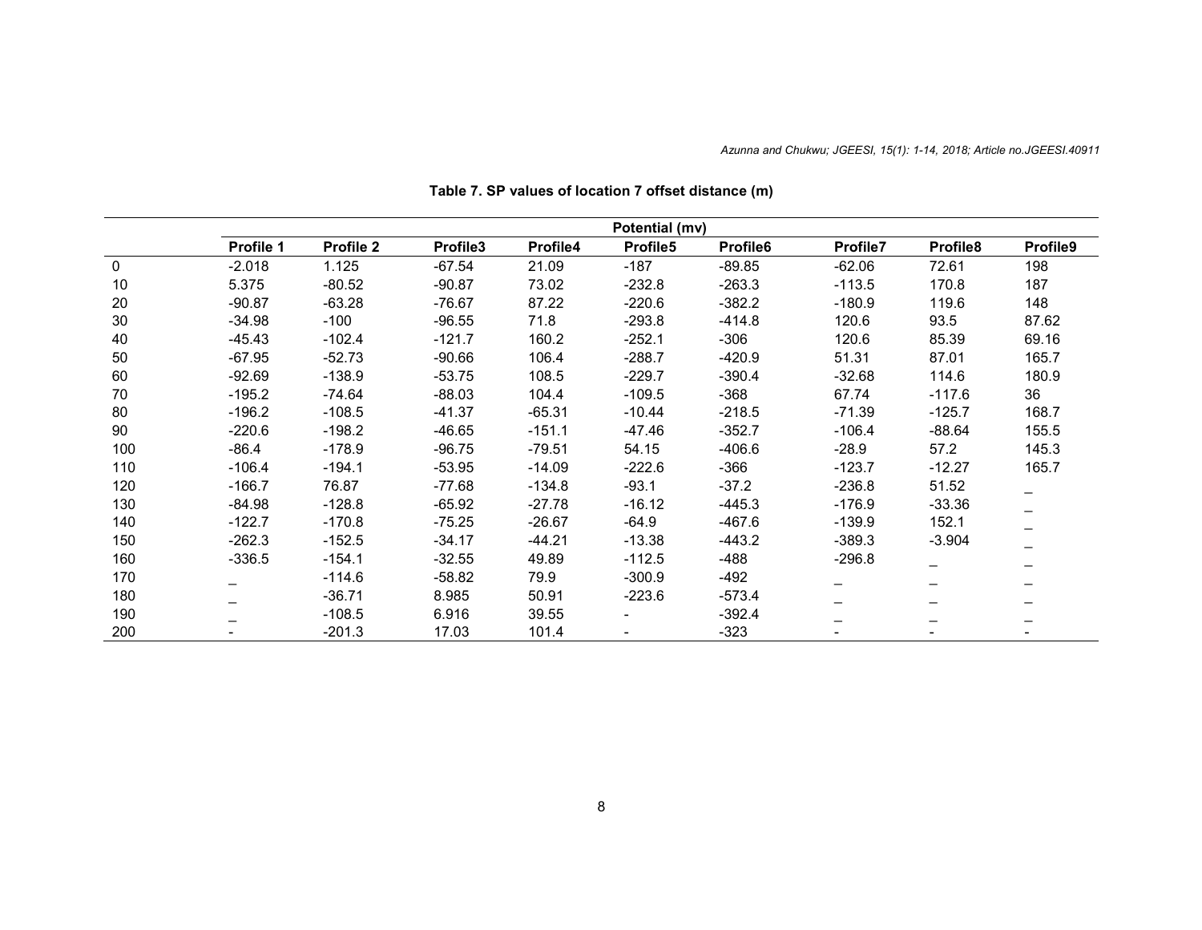**Table 7. SP values of location 7 offset distance (m)**

| | Potential (mv) | | | | | | | | |
|---|---|---|---|---|---|---|---|---|---|
| | Profile 1 | Profile 2 | Profile3 | Profile4 | Profile5 | Profile6 | Profile7 | Profile8 | Profile9 |
| 0 | -2.018 | 1.125 | -67.54 | 21.09 | -187 | -89.85 | -62.06 | 72.61 | 198 |
| 10 | 5.375 | -80.52 | -90.87 | 73.02 | -232.8 | -263.3 | -113.5 | 170.8 | 187 |
| 20 | -90.87 | -63.28 | -76.67 | 87.22 | -220.6 | -382.2 | -180.9 | 119.6 | 148 |
| 30 | -34.98 | -100 | -96.55 | 71.8 | -293.8 | -414.8 | 120.6 | 93.5 | 87.62 |
| 40 | -45.43 | -102.4 | -121.7 | 160.2 | -252.1 | -306 | 120.6 | 85.39 | 69.16 |
| 50 | -67.95 | -52.73 | -90.66 | 106.4 | -288.7 | -420.9 | 51.31 | 87.01 | 165.7 |
| 60 | -92.69 | -138.9 | -53.75 | 108.5 | -229.7 | -390.4 | -32.68 | 114.6 | 180.9 |
| 70 | -195.2 | -74.64 | -88.03 | 104.4 | -109.5 | -368 | 67.74 | -117.6 | 36 |
| 80 | -196.2 | -108.5 | -41.37 | -65.31 | -10.44 | -218.5 | -71.39 | -125.7 | 168.7 |
| 90 | -220.6 | -198.2 | -46.65 | -151.1 | -47.46 | -352.7 | -106.4 | -88.64 | 155.5 |
| 100 | -86.4 | -178.9 | -96.75 | -79.51 | 54.15 | -406.6 | -28.9 | 57.2 | 145.3 |
| 110 | -106.4 | -194.1 | -53.95 | -14.09 | -222.6 | -366 | -123.7 | -12.27 | 165.7 |
| 120 | -166.7 | 76.87 | -77.68 | -134.8 | -93.1 | -37.2 | -236.8 | 51.52 | _ |
| 130 | -84.98 | -128.8 | -65.92 | -27.78 | -16.12 | -445.3 | -176.9 | -33.36 | _ |
| 140 | -122.7 | -170.8 | -75.25 | -26.67 | -64.9 | -467.6 | -139.9 | 152.1 | _ |
| 150 | -262.3 | -152.5 | -34.17 | -44.21 | -13.38 | -443.2 | -389.3 | -3.904 | _ |
| 160 | -336.5 | -154.1 | -32.55 | 49.89 | -112.5 | -488 | -296.8 | _ | _ |
| 170 | _ | -114.6 | -58.82 | 79.9 | -300.9 | -492 | _ | _ | _ |
| 180 | _ | -36.71 | 8.985 | 50.91 | -223.6 | -573.4 | _ | _ | _ |
| 190 | _ | -108.5 | 6.916 | 39.55 | - | -392.4 | _ | _ | _ |
| 200 | - | -201.3 | 17.03 | 101.4 | - | -323 | - | - | - |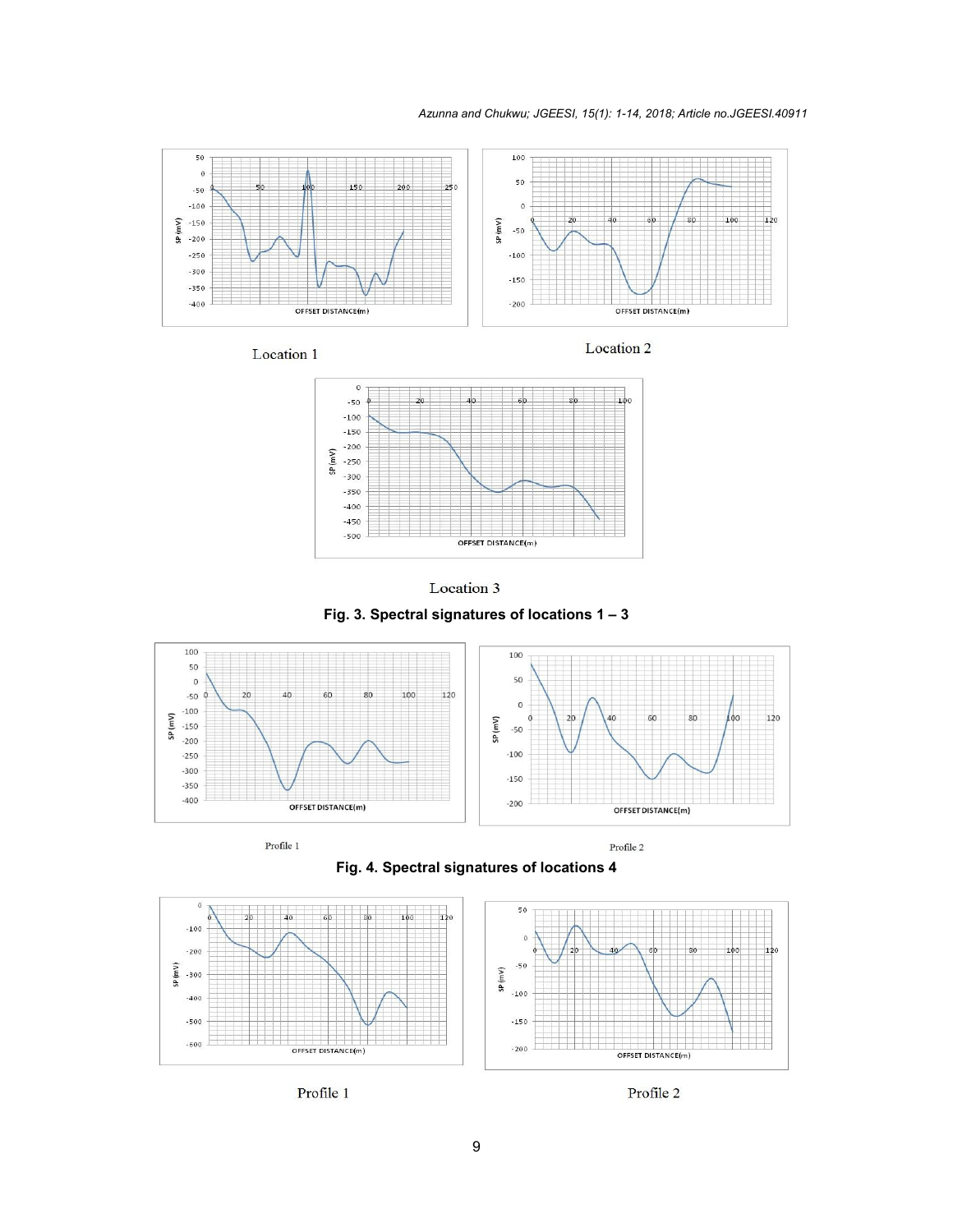Location 1

Location 2

Location 3

**Fig. 3. Spectral signatures of locations 1 – 3**

Profile 1

Profile 2

**Fig. 4. Spectral signatures of locations 4**

Profile 1

Profile 2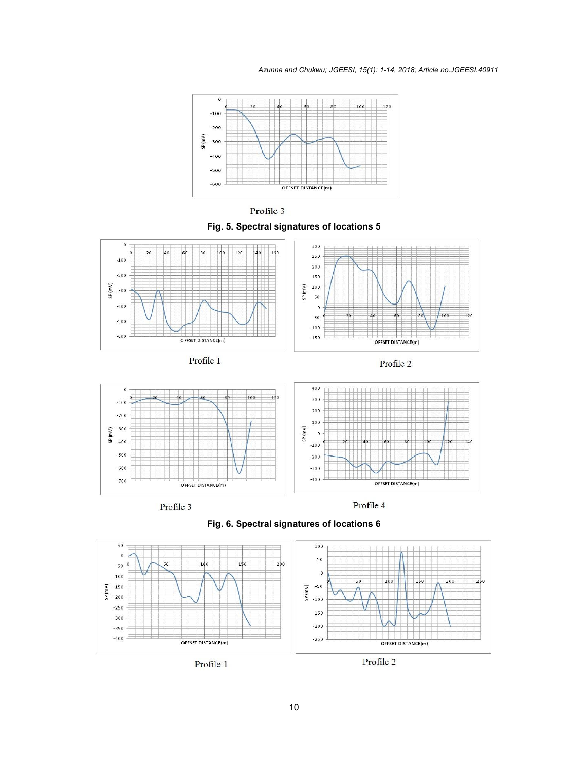Profile 3

**Fig. 5. Spectral signatures of locations 5**

Profile 1

Profile 2

Profile 3

Profile 4

**Fig. 6. Spectral signatures of locations 6**

Profile 1

Profile 2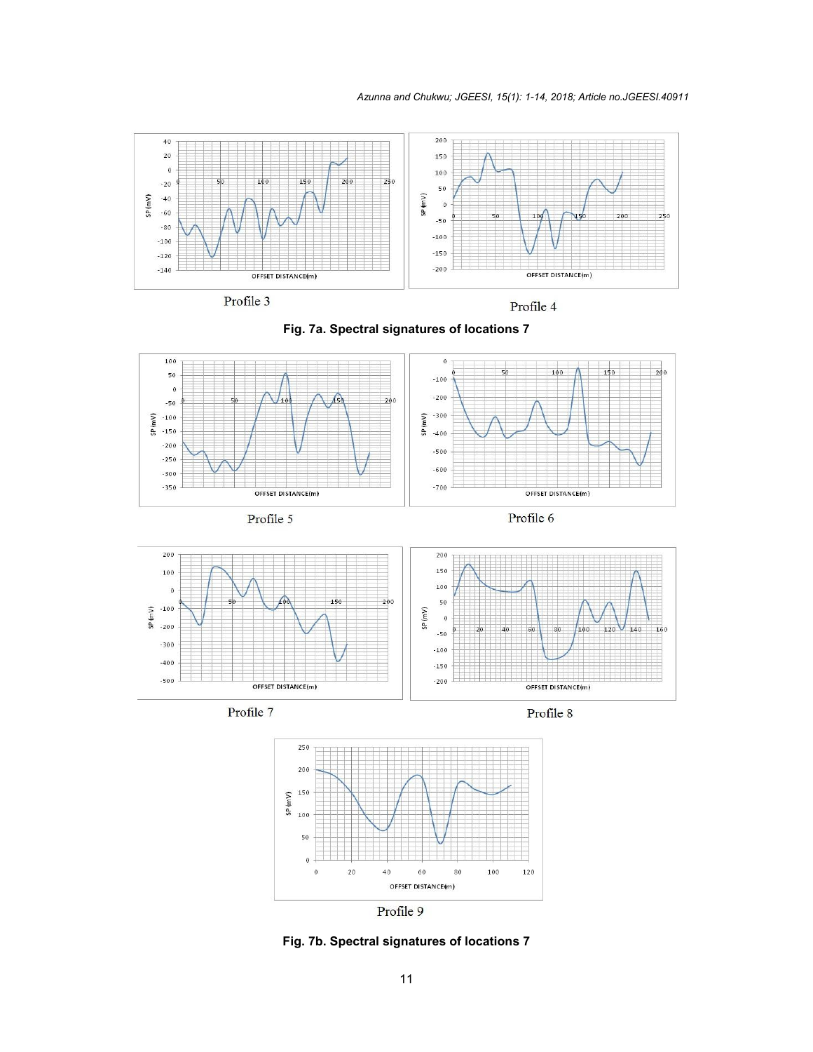Profile 3

Profile 4

**Fig. 7a. Spectral signatures of locations 7**

Profile 5

Profile 6

Profile 7

Profile 8

Profile 9

**Fig. 7b. Spectral signatures of locations 7**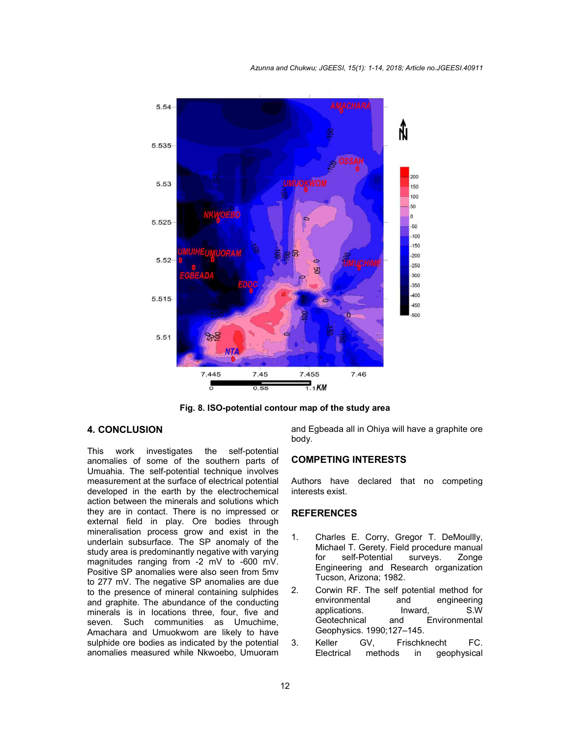Fig. 8. ISO-potential contour map of the study area

## 4. CONCLUSION

This work investigates the self-potential anomalies of some of the southern parts of Umuahia. The self-potential technique involves measurement at the surface of electrical potential developed in the earth by the electrochemical action between the minerals and solutions which they are in contact. There is no impressed or external field in play. Ore bodies through mineralisation process grow and exist in the underlain subsurface. The SP anomaly of the study area is predominantly negative with varying magnitudes ranging from -2 mV to -600 mV. Positive SP anomalies were also seen from 5mv to 277 mV. The negative SP anomalies are due to the presence of mineral containing sulphides and graphite. The abundance of the conducting minerals is in locations three, four, five and seven. Such communities as Umuchime, Amachara and Umuokwom are likely to have sulphide ore bodies as indicated by the potential anomalies measured while Nkwoebo, Umuoram and Egbeada all in Ohiya will have a graphite ore body.

## COMPETING INTERESTS

Authors have declared that no competing interests exist.

## REFERENCES

1. Charles E. Corry, Gregor T. DeMoullly, Michael T. Gerety. Field procedure manual for self-Potential surveys. Zonge Engineering and Research organization Tucson, Arizona; 1982.
2. Corwin RF. The self potential method for environmental and engineering applications. Inward, S.W Geotechnical and Environmental Geophysics. 1990;127–145.
3. Keller GV, Frischknecht FC. Electrical methods in geophysical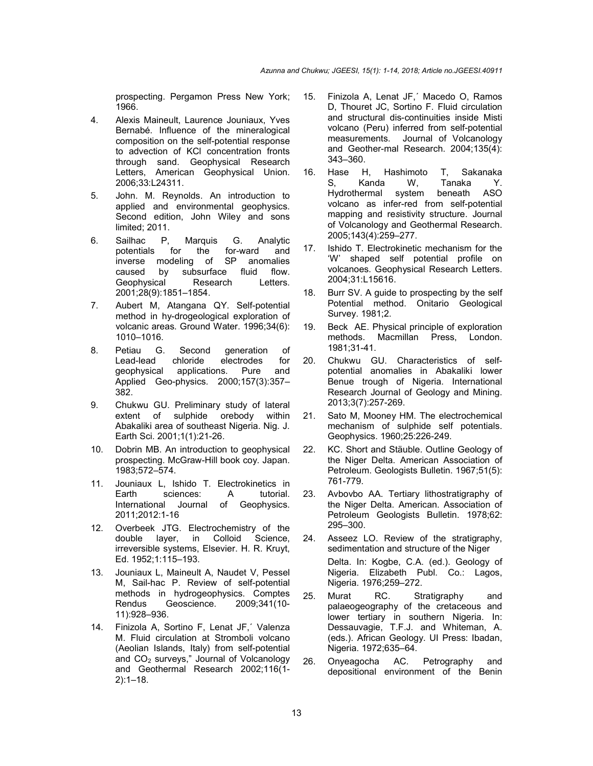prospecting. Pergamon Press New York; 1966.

4. Alexis Maineult, Laurence Jouniaux, Yves Bernabé. Influence of the mineralogical composition on the self-potential response to advection of KCl concentration fronts through sand. Geophysical Research Letters, American Geophysical Union. 2006;33:L24311.
5. John. M. Reynolds. An introduction to applied and environmental geophysics. Second edition, John Wiley and sons limited; 2011.
6. Sailhac P, Marquis G. Analytic potentials for the for-ward and inverse modeling of SP anomalies caused by subsurface fluid flow. Geophysical Research Letters. 2001;28(9):1851–1854.
7. Aubert M, Atangana QY. Self-potential method in hy-drogeological exploration of volcanic areas. Ground Water. 1996;34(6): 1010–1016.
8. Petiau G. Second generation of Lead-lead chloride electrodes for geophysical applications. Pure and Applied Geo-physics. 2000;157(3):357–382.
9. Chukwu GU. Preliminary study of lateral extent of sulphide orebody within Abakaliki area of southeast Nigeria. Nig. J. Earth Sci. 2001;1(1):21-26.
10. Dobrin MB. An introduction to geophysical prospecting. McGraw-Hill book coy. Japan. 1983;572–574.
11. Jouniaux L, Ishido T. Electrokinetics in Earth sciences: A tutorial. International Journal of Geophysics. 2011;2012:1-16
12. Overbeek JTG. Electrochemistry of the double layer, in Colloid Science, irreversible systems, Elsevier. H. R. Kruyt, Ed. 1952;1:115–193.
13. Jouniaux L, Maineult A, Naudet V, Pessel M, Sail-hac P. Review of self-potential methods in hydrogeophysics. Comptes Rendus Geoscience. 2009;341(10-11):928–936.
14. Finizola A, Sortino F, Lenat JF,´ Valenza M. Fluid circulation at Stromboli volcano (Aeolian Islands, Italy) from self-potential and $CO_2$ surveys," Journal of Volcanology and Geothermal Research 2002;116(1-2):1–18.
15. Finizola A, Lenat JF,´ Macedo O, Ramos D, Thouret JC, Sortino F. Fluid circulation and structural dis-continuities inside Misti volcano (Peru) inferred from self-potential measurements. Journal of Volcanology and Geother-mal Research. 2004;135(4): 343–360.
16. Hase H, Hashimoto T, Sakanaka S, Kanda W, Tanaka Y. Hydrothermal system beneath ASO volcano as infer-red from self-potential mapping and resistivity structure. Journal of Volcanology and Geothermal Research. 2005;143(4):259–277.
17. Ishido T. Electrokinetic mechanism for the 'W' shaped self potential profile on volcanoes. Geophysical Research Letters. 2004;31:L15616.
18. Burr SV. A guide to prospecting by the self Potential method. Onitario Geological Survey. 1981;2.
19. Beck AE. Physical principle of exploration methods. Macmillan Press, London. 1981;31-41.
20. Chukwu GU. Characteristics of self-potential anomalies in Abakaliki lower Benue trough of Nigeria. International Research Journal of Geology and Mining. 2013;3(7):257-269.
21. Sato M, Mooney HM. The electrochemical mechanism of sulphide self potentials. Geophysics. 1960;25:226-249.
22. KC. Short and Stäuble. Outline Geology of the Niger Delta. American Association of Petroleum. Geologists Bulletin. 1967;51(5): 761-779.
23. Avbovbo AA. Tertiary lithostratigraphy of the Niger Delta. American. Association of Petroleum Geologists Bulletin. 1978;62: 295–300.
24. Asseez LO. Review of the stratigraphy, sedimentation and structure of the Niger Delta. In: Kogbe, C.A. (ed.). Geology of Nigeria. Elizabeth Publ. Co.: Lagos, Nigeria. 1976;259–272.
25. Murat RC. Stratigraphy and palaeogeography of the cretaceous and lower tertiary in southern Nigeria. In: Dessauvagie, T.F.J. and Whiteman, A. (eds.). African Geology. UI Press: Ibadan, Nigeria. 1972;635–64.
26. Onyeagocha AC. Petrography and depositional environment of the Benin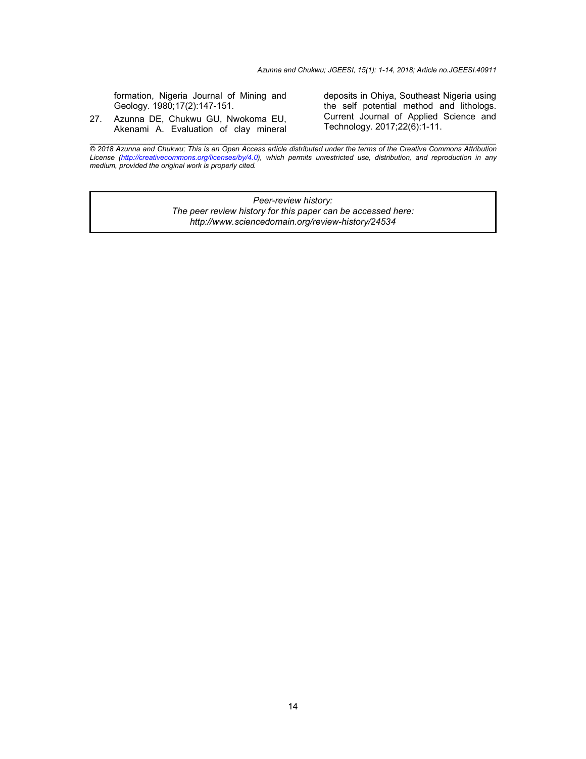formation, Nigeria Journal of Mining and Geology. 1980;17(2):147-151.

27. Azunna DE, Chukwu GU, Nwokoma EU, Akenami A. Evaluation of clay mineral deposits in Ohiya, Southeast Nigeria using the self potential method and lithologs. Current Journal of Applied Science and Technology. 2017;22(6):1-11.

---

*© 2018 Azunna and Chukwu; This is an Open Access article distributed under the terms of the Creative Commons Attribution License (http://creativecommons.org/licenses/by/4.0), which permits unrestricted use, distribution, and reproduction in any medium, provided the original work is properly cited.*

*Peer-review history:*
*The peer review history for this paper can be accessed here:*
*http://www.sciencedomain.org/review-history/24534*